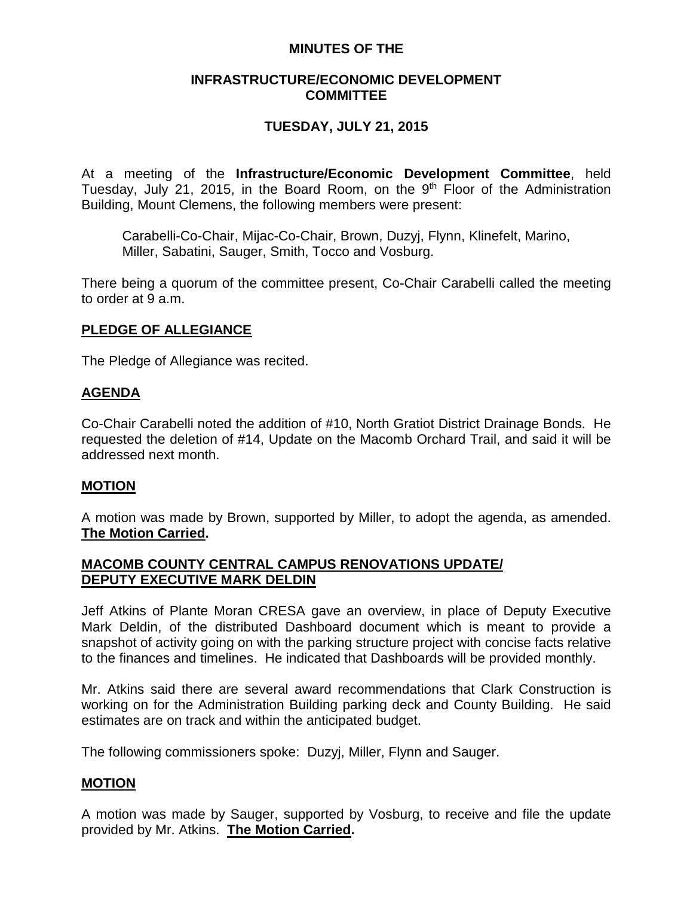# MINUTES OF THE

## INFRASTRUCTURE/ECONOMIC DEVELOPMENT COMMITTEE

## TUESDAY, JULY 21, 2015

At a meeting of the **Infrastructure/Economic Development Committee**, held Tuesday, July 21, 2015, in the Board Room, on the 9th Floor of the Administration Building, Mount Clemens, the following members were present:

> Carabelli-Co-Chair, Mijac-Co-Chair, Brown, Duzyj, Flynn, Klinefelt, Marino, Miller, Sabatini, Sauger, Smith, Tocco and Vosburg.

There being a quorum of the committee present, Co-Chair Carabelli called the meeting to order at 9 a.m.

### PLEDGE OF ALLEGIANCE

The Pledge of Allegiance was recited.

### AGENDA

Co-Chair Carabelli noted the addition of #10, North Gratiot District Drainage Bonds. He requested the deletion of #14, Update on the Macomb Orchard Trail, and said it will be addressed next month.

### MOTION

A motion was made by Brown, supported by Miller, to adopt the agenda, as amended. **The Motion Carried.**

### MACOMB COUNTY CENTRAL CAMPUS RENOVATIONS UPDATE/ DEPUTY EXECUTIVE MARK DELDIN

Jeff Atkins of Plante Moran CRESA gave an overview, in place of Deputy Executive Mark Deldin, of the distributed Dashboard document which is meant to provide a snapshot of activity going on with the parking structure project with concise facts relative to the finances and timelines. He indicated that Dashboards will be provided monthly.

Mr. Atkins said there are several award recommendations that Clark Construction is working on for the Administration Building parking deck and County Building. He said estimates are on track and within the anticipated budget.

The following commissioners spoke: Duzyj, Miller, Flynn and Sauger.

### MOTION

A motion was made by Sauger, supported by Vosburg, to receive and file the update provided by Mr. Atkins. **The Motion Carried.**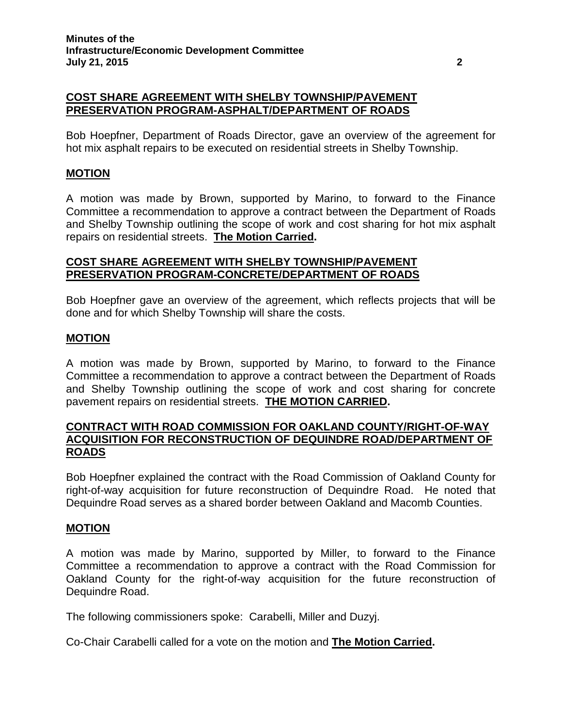**COST SHARE AGREEMENT WITH SHELBY TOWNSHIP/PAVEMENT PRESERVATION PROGRAM-ASPHALT/DEPARTMENT OF ROADS**

Bob Hoepfner, Department of Roads Director, gave an overview of the agreement for hot mix asphalt repairs to be executed on residential streets in Shelby Township.

**MOTION**

A motion was made by Brown, supported by Marino, to forward to the Finance Committee a recommendation to approve a contract between the Department of Roads and Shelby Township outlining the scope of work and cost sharing for hot mix asphalt repairs on residential streets. **The Motion Carried.**

**COST SHARE AGREEMENT WITH SHELBY TOWNSHIP/PAVEMENT PRESERVATION PROGRAM-CONCRETE/DEPARTMENT OF ROADS**

Bob Hoepfner gave an overview of the agreement, which reflects projects that will be done and for which Shelby Township will share the costs.

**MOTION**

A motion was made by Brown, supported by Marino, to forward to the Finance Committee a recommendation to approve a contract between the Department of Roads and Shelby Township outlining the scope of work and cost sharing for concrete pavement repairs on residential streets. **THE MOTION CARRIED.**

**CONTRACT WITH ROAD COMMISSION FOR OAKLAND COUNTY/RIGHT-OF-WAY ACQUISITION FOR RECONSTRUCTION OF DEQUINDRE ROAD/DEPARTMENT OF ROADS**

Bob Hoepfner explained the contract with the Road Commission of Oakland County for right-of-way acquisition for future reconstruction of Dequindre Road. He noted that Dequindre Road serves as a shared border between Oakland and Macomb Counties.

**MOTION**

A motion was made by Marino, supported by Miller, to forward to the Finance Committee a recommendation to approve a contract with the Road Commission for Oakland County for the right-of-way acquisition for the future reconstruction of Dequindre Road.

The following commissioners spoke: Carabelli, Miller and Duzyj.

Co-Chair Carabelli called for a vote on the motion and **The Motion Carried.**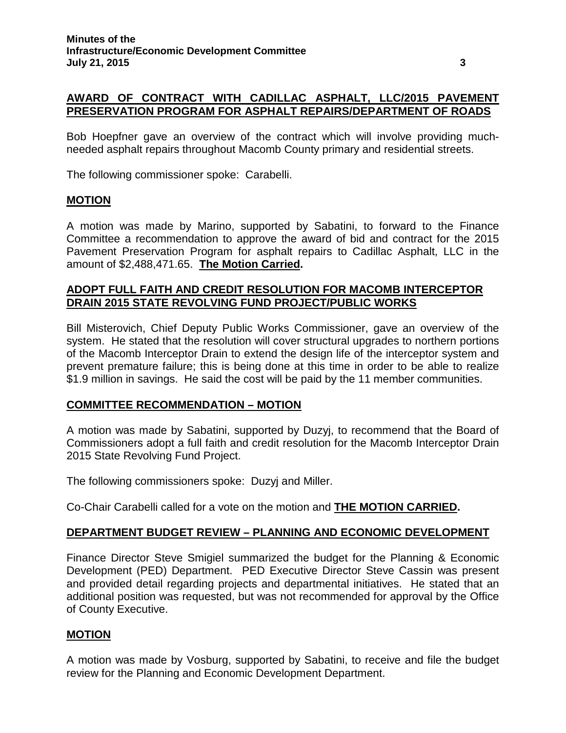## AWARD OF CONTRACT WITH CADILLAC ASPHALT, LLC/2015 PAVEMENT PRESERVATION PROGRAM FOR ASPHALT REPAIRS/DEPARTMENT OF ROADS

Bob Hoepfner gave an overview of the contract which will involve providing much-needed asphalt repairs throughout Macomb County primary and residential streets.

The following commissioner spoke: Carabelli.

### MOTION

A motion was made by Marino, supported by Sabatini, to forward to the Finance Committee a recommendation to approve the award of bid and contract for the 2015 Pavement Preservation Program for asphalt repairs to Cadillac Asphalt, LLC in the amount of $2,488,471.65. **The Motion Carried.**

## ADOPT FULL FAITH AND CREDIT RESOLUTION FOR MACOMB INTERCEPTOR DRAIN 2015 STATE REVOLVING FUND PROJECT/PUBLIC WORKS

Bill Misterovich, Chief Deputy Public Works Commissioner, gave an overview of the system. He stated that the resolution will cover structural upgrades to northern portions of the Macomb Interceptor Drain to extend the design life of the interceptor system and prevent premature failure; this is being done at this time in order to be able to realize $1.9 million in savings. He said the cost will be paid by the 11 member communities.

### COMMITTEE RECOMMENDATION – MOTION

A motion was made by Sabatini, supported by Duzyj, to recommend that the Board of Commissioners adopt a full faith and credit resolution for the Macomb Interceptor Drain 2015 State Revolving Fund Project.

The following commissioners spoke: Duzyj and Miller.

Co-Chair Carabelli called for a vote on the motion and **THE MOTION CARRIED.**

## DEPARTMENT BUDGET REVIEW – PLANNING AND ECONOMIC DEVELOPMENT

Finance Director Steve Smigiel summarized the budget for the Planning & Economic Development (PED) Department. PED Executive Director Steve Cassin was present and provided detail regarding projects and departmental initiatives. He stated that an additional position was requested, but was not recommended for approval by the Office of County Executive.

### MOTION

A motion was made by Vosburg, supported by Sabatini, to receive and file the budget review for the Planning and Economic Development Department.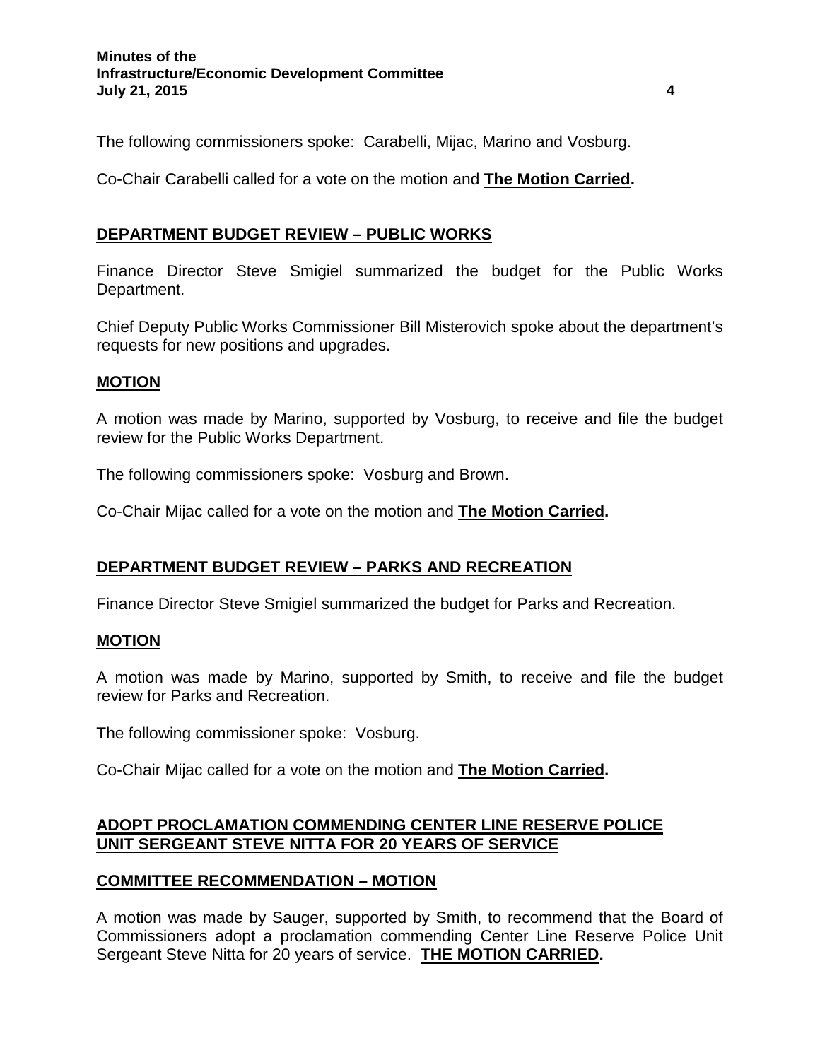The following commissioners spoke: Carabelli, Mijac, Marino and Vosburg.

Co-Chair Carabelli called for a vote on the motion and **The Motion Carried.**

## DEPARTMENT BUDGET REVIEW – PUBLIC WORKS

Finance Director Steve Smigiel summarized the budget for the Public Works Department.

Chief Deputy Public Works Commissioner Bill Misterovich spoke about the department's requests for new positions and upgrades.

### MOTION

A motion was made by Marino, supported by Vosburg, to receive and file the budget review for the Public Works Department.

The following commissioners spoke: Vosburg and Brown.

Co-Chair Mijac called for a vote on the motion and **The Motion Carried.**

## DEPARTMENT BUDGET REVIEW – PARKS AND RECREATION

Finance Director Steve Smigiel summarized the budget for Parks and Recreation.

### MOTION

A motion was made by Marino, supported by Smith, to receive and file the budget review for Parks and Recreation.

The following commissioner spoke: Vosburg.

Co-Chair Mijac called for a vote on the motion and **The Motion Carried.**

## ADOPT PROCLAMATION COMMENDING CENTER LINE RESERVE POLICE UNIT SERGEANT STEVE NITTA FOR 20 YEARS OF SERVICE

### COMMITTEE RECOMMENDATION – MOTION

A motion was made by Sauger, supported by Smith, to recommend that the Board of Commissioners adopt a proclamation commending Center Line Reserve Police Unit Sergeant Steve Nitta for 20 years of service. **THE MOTION CARRIED.**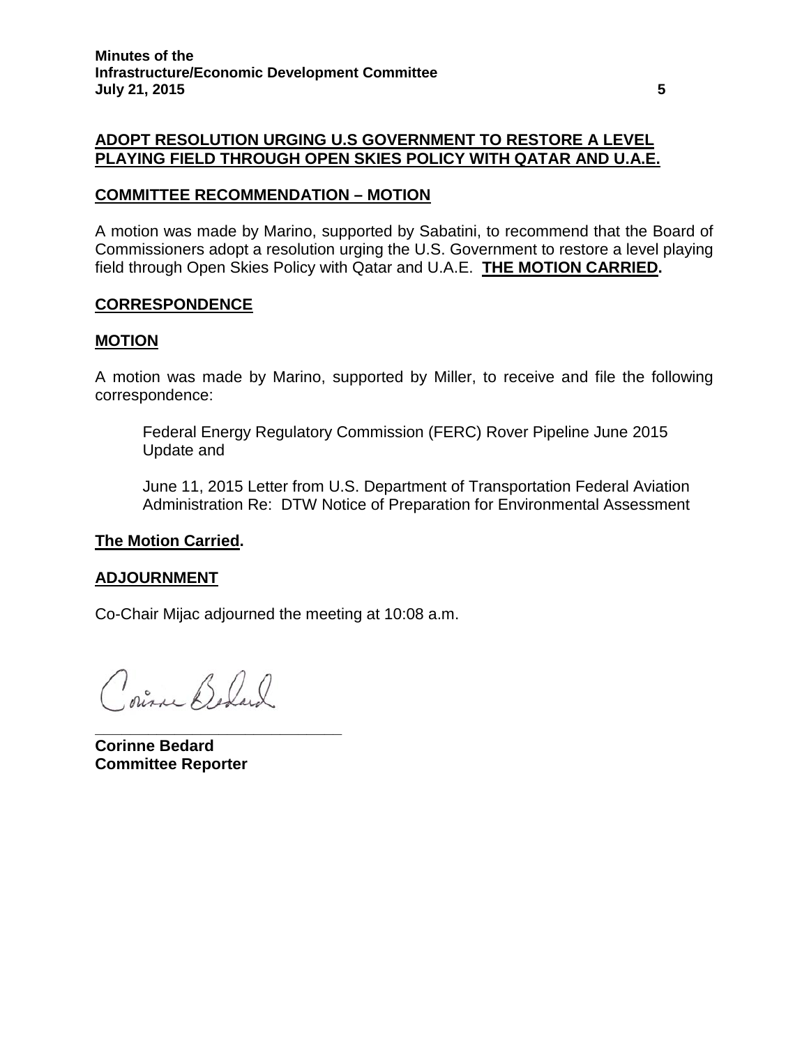**ADOPT RESOLUTION URGING U.S GOVERNMENT TO RESTORE A LEVEL PLAYING FIELD THROUGH OPEN SKIES POLICY WITH QATAR AND U.A.E.**

**COMMITTEE RECOMMENDATION – MOTION**

A motion was made by Marino, supported by Sabatini, to recommend that the Board of Commissioners adopt a resolution urging the U.S. Government to restore a level playing field through Open Skies Policy with Qatar and U.A.E. **THE MOTION CARRIED.**

**CORRESPONDENCE**

**MOTION**

A motion was made by Marino, supported by Miller, to receive and file the following correspondence:

Federal Energy Regulatory Commission (FERC) Rover Pipeline June 2015 Update and

June 11, 2015 Letter from U.S. Department of Transportation Federal Aviation Administration Re: DTW Notice of Preparation for Environmental Assessment

**The Motion Carried.**

**ADJOURNMENT**

Co-Chair Mijac adjourned the meeting at 10:08 a.m.

Corinne Bedard

\_\_\_\_\_\_\_\_\_\_\_\_\_\_\_\_\_\_\_\_\_\_\_\_\_\_\_\_\_\_

**Corinne Bedard**
**Committee Reporter**